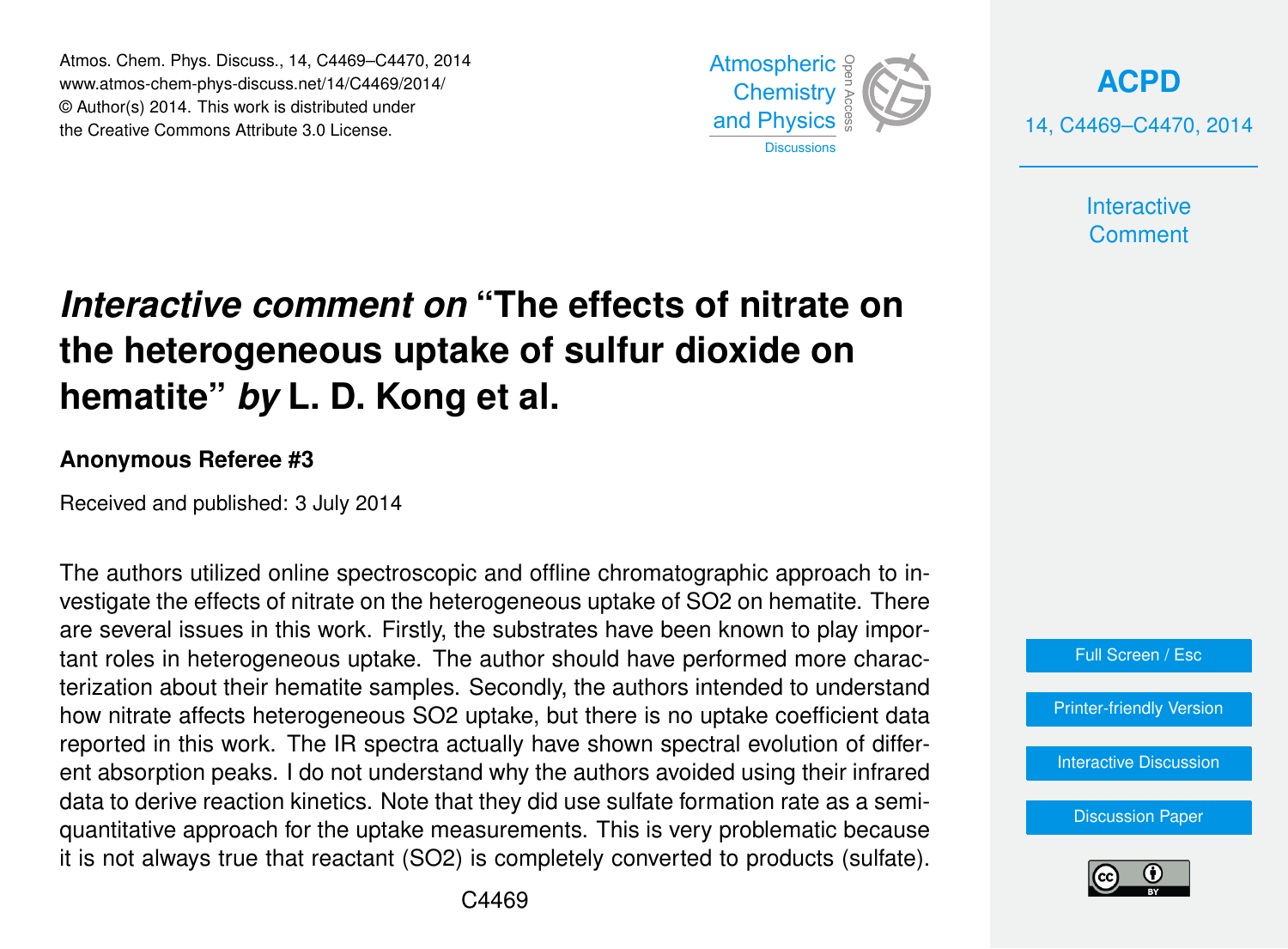# *Interactive comment on* "The effects of nitrate on the heterogeneous uptake of sulfur dioxide on hematite" *by* L. D. Kong et al.

**Anonymous Referee #3**

Received and published: 3 July 2014

The authors utilized online spectroscopic and offline chromatographic approach to investigate the effects of nitrate on the heterogeneous uptake of SO2 on hematite. There are several issues in this work. Firstly, the substrates have been known to play important roles in heterogeneous uptake. The author should have performed more characterization about their hematite samples. Secondly, the authors intended to understand how nitrate affects heterogeneous SO2 uptake, but there is no uptake coefficient data reported in this work. The IR spectra actually have shown spectral evolution of different absorption peaks. I do not understand why the authors avoided using their infrared data to derive reaction kinetics. Note that they did use sulfate formation rate as a semi-quantitative approach for the uptake measurements. This is very problematic because it is not always true that reactant (SO2) is completely converted to products (sulfate).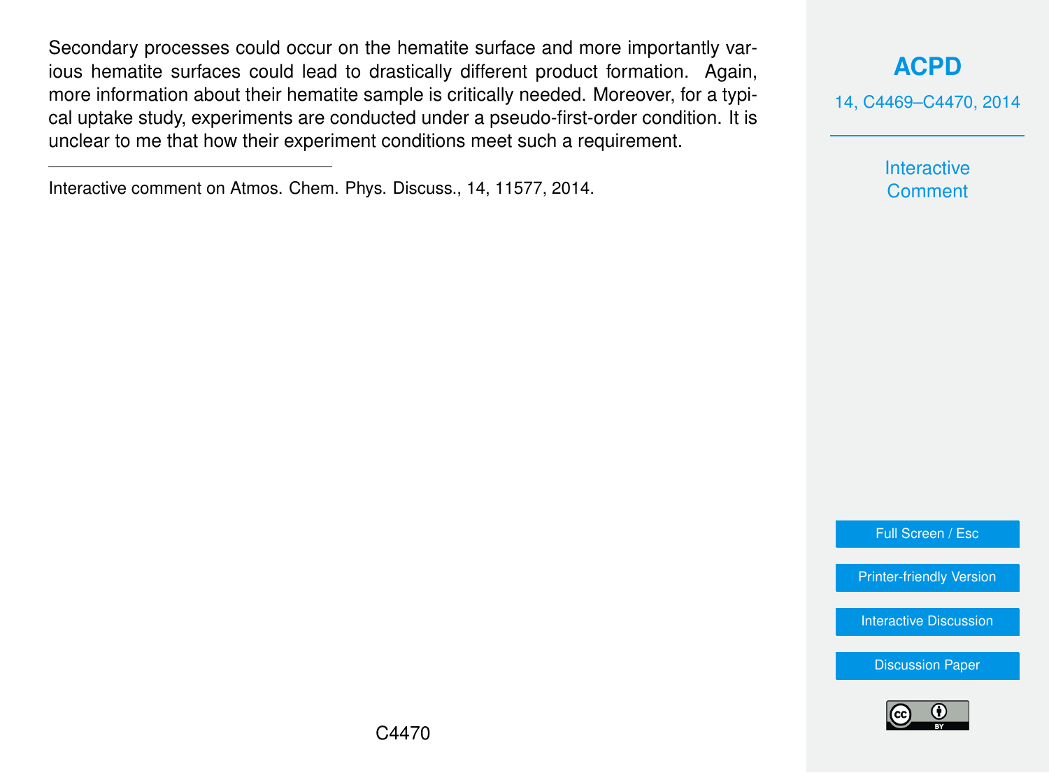Secondary processes could occur on the hematite surface and more importantly various hematite surfaces could lead to drastically different product formation. Again, more information about their hematite sample is critically needed. Moreover, for a typical uptake study, experiments are conducted under a pseudo-first-order condition. It is unclear to me that how their experiment conditions meet such a requirement.

---

Interactive comment on Atmos. Chem. Phys. Discuss., 14, 11577, 2014.